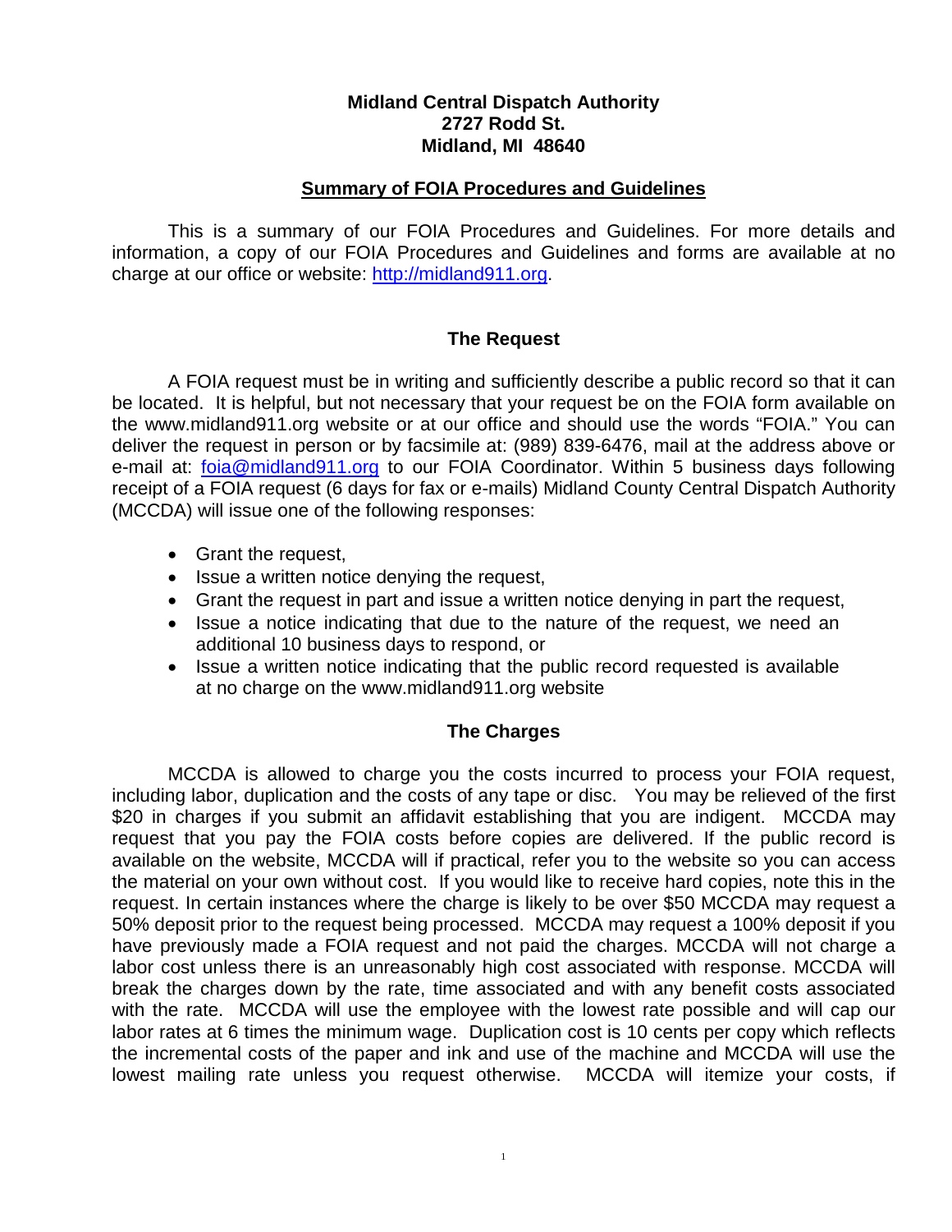**Midland Central Dispatch Authority**
**2727 Rodd St.**
**Midland, MI 48640**

## Summary of FOIA Procedures and Guidelines

This is a summary of our FOIA Procedures and Guidelines. For more details and information, a copy of our FOIA Procedures and Guidelines and forms are available at no charge at our office or website: [http://midland911.org](http://midland911.org).

### The Request

A FOIA request must be in writing and sufficiently describe a public record so that it can be located. It is helpful, but not necessary that your request be on the FOIA form available on the www.midland911.org website or at our office and should use the words "FOIA." You can deliver the request in person or by facsimile at: (989) 839-6476, mail at the address above or e-mail at: [foia@midland911.org](mailto:foia@midland911.org) to our FOIA Coordinator. Within 5 business days following receipt of a FOIA request (6 days for fax or e-mails) Midland County Central Dispatch Authority (MCCDA) will issue one of the following responses:

- Grant the request,
- Issue a written notice denying the request,
- Grant the request in part and issue a written notice denying in part the request,
- Issue a notice indicating that due to the nature of the request, we need an additional 10 business days to respond, or
- Issue a written notice indicating that the public record requested is available at no charge on the www.midland911.org website

### The Charges

MCCDA is allowed to charge you the costs incurred to process your FOIA request, including labor, duplication and the costs of any tape or disc. You may be relieved of the first $20 in charges if you submit an affidavit establishing that you are indigent. MCCDA may request that you pay the FOIA costs before copies are delivered. If the public record is available on the website, MCCDA will if practical, refer you to the website so you can access the material on your own without cost. If you would like to receive hard copies, note this in the request. In certain instances where the charge is likely to be over $50 MCCDA may request a 50% deposit prior to the request being processed. MCCDA may request a 100% deposit if you have previously made a FOIA request and not paid the charges. MCCDA will not charge a labor cost unless there is an unreasonably high cost associated with response. MCCDA will break the charges down by the rate, time associated and with any benefit costs associated with the rate. MCCDA will use the employee with the lowest rate possible and will cap our labor rates at 6 times the minimum wage. Duplication cost is 10 cents per copy which reflects the incremental costs of the paper and ink and use of the machine and MCCDA will use the lowest mailing rate unless you request otherwise. MCCDA will itemize your costs, if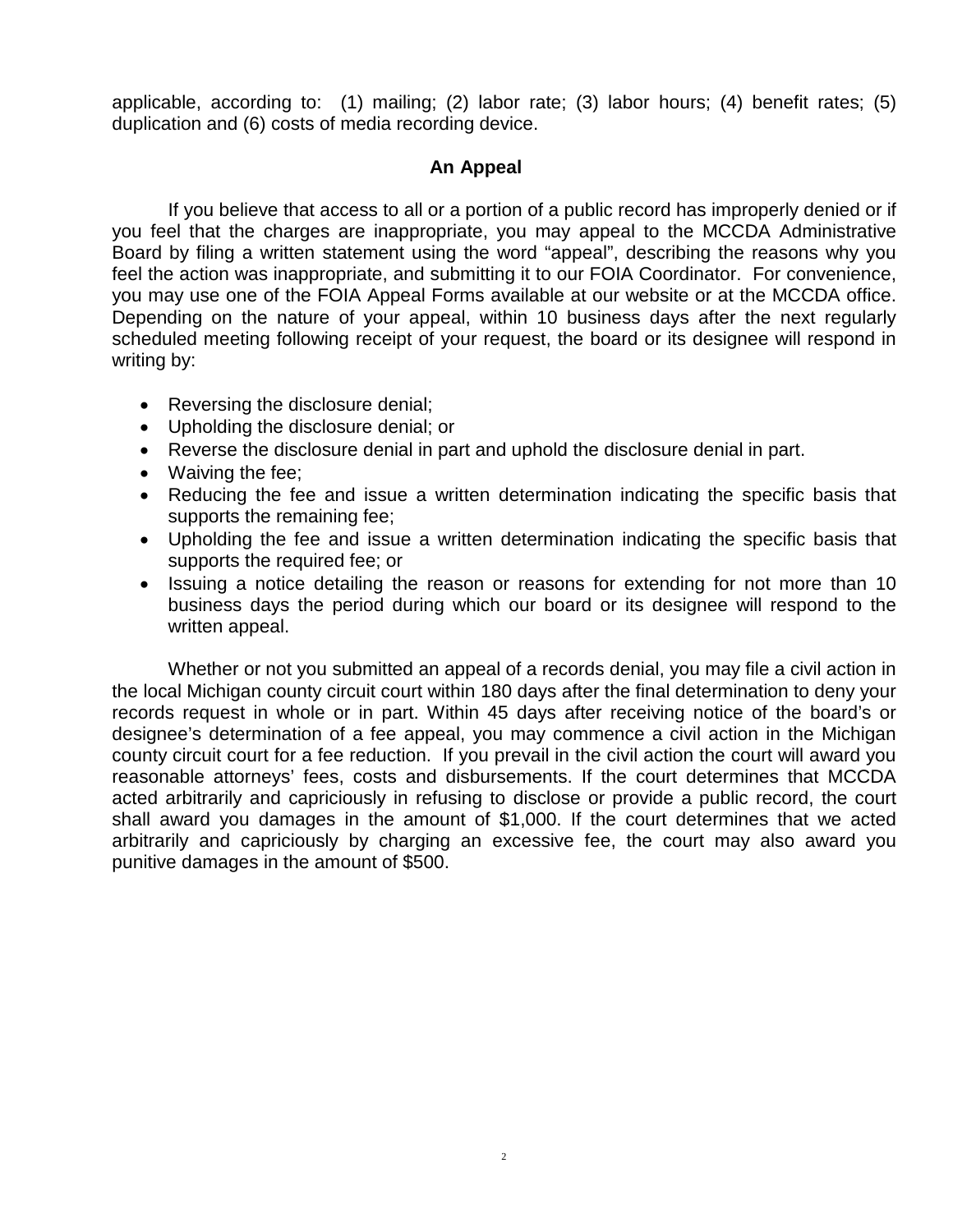applicable, according to: (1) mailing; (2) labor rate; (3) labor hours; (4) benefit rates; (5) duplication and (6) costs of media recording device.

## An Appeal

If you believe that access to all or a portion of a public record has improperly denied or if you feel that the charges are inappropriate, you may appeal to the MCCDA Administrative Board by filing a written statement using the word "appeal", describing the reasons why you feel the action was inappropriate, and submitting it to our FOIA Coordinator. For convenience, you may use one of the FOIA Appeal Forms available at our website or at the MCCDA office. Depending on the nature of your appeal, within 10 business days after the next regularly scheduled meeting following receipt of your request, the board or its designee will respond in writing by:

- Reversing the disclosure denial;
- Upholding the disclosure denial; or
- Reverse the disclosure denial in part and uphold the disclosure denial in part.
- Waiving the fee;
- Reducing the fee and issue a written determination indicating the specific basis that supports the remaining fee;
- Upholding the fee and issue a written determination indicating the specific basis that supports the required fee; or
- Issuing a notice detailing the reason or reasons for extending for not more than 10 business days the period during which our board or its designee will respond to the written appeal.

Whether or not you submitted an appeal of a records denial, you may file a civil action in the local Michigan county circuit court within 180 days after the final determination to deny your records request in whole or in part. Within 45 days after receiving notice of the board's or designee's determination of a fee appeal, you may commence a civil action in the Michigan county circuit court for a fee reduction. If you prevail in the civil action the court will award you reasonable attorneys' fees, costs and disbursements. If the court determines that MCCDA acted arbitrarily and capriciously in refusing to disclose or provide a public record, the court shall award you damages in the amount of $1,000. If the court determines that we acted arbitrarily and capriciously by charging an excessive fee, the court may also award you punitive damages in the amount of $500.